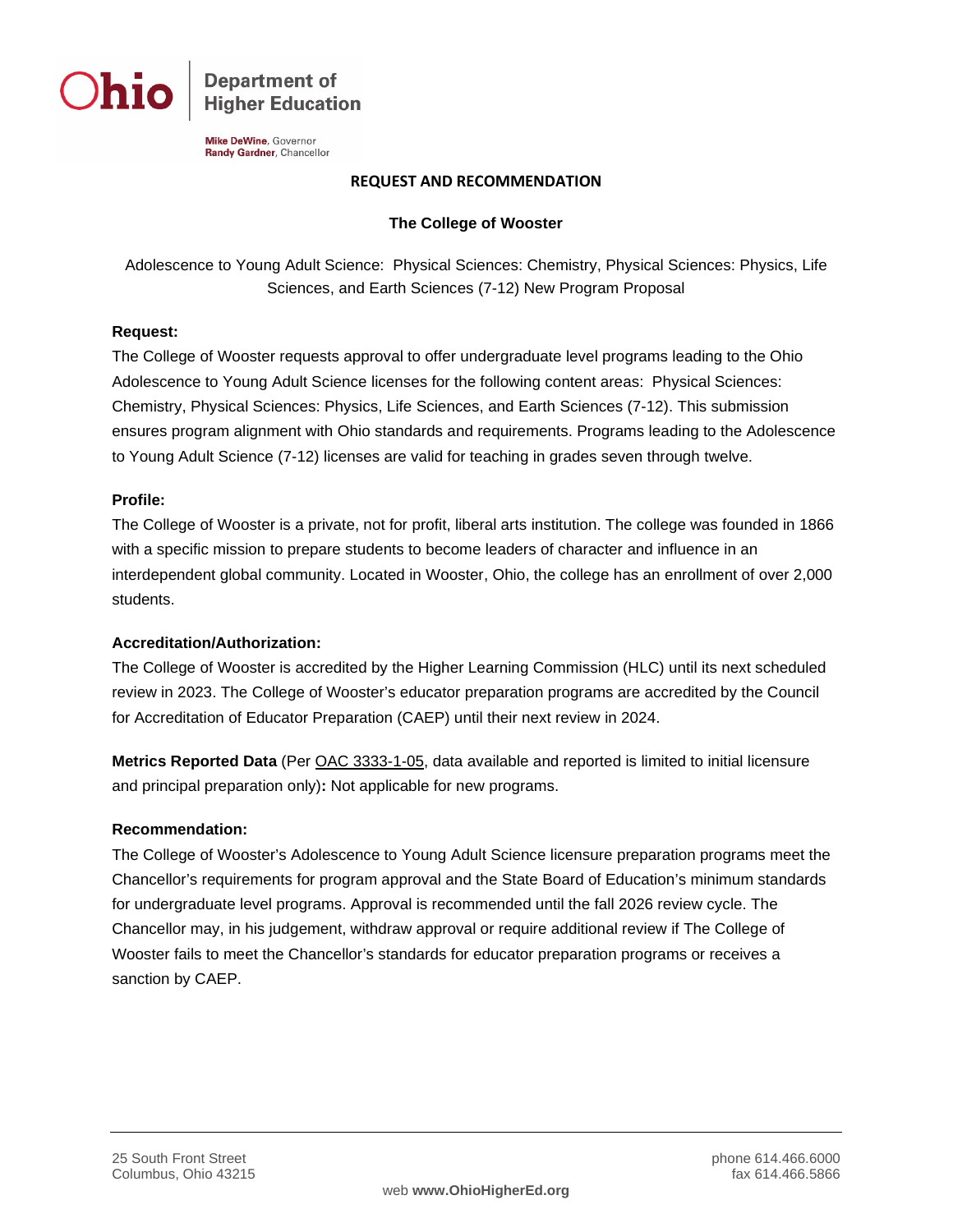Ohio | Department of Higher Education

**Mike DeWine**, Governor
**Randy Gardner**, Chancellor

## REQUEST AND RECOMMENDATION

### The College of Wooster

Adolescence to Young Adult Science: Physical Sciences: Chemistry, Physical Sciences: Physics, Life Sciences, and Earth Sciences (7-12) New Program Proposal

**Request:**

The College of Wooster requests approval to offer undergraduate level programs leading to the Ohio Adolescence to Young Adult Science licenses for the following content areas: Physical Sciences: Chemistry, Physical Sciences: Physics, Life Sciences, and Earth Sciences (7-12). This submission ensures program alignment with Ohio standards and requirements. Programs leading to the Adolescence to Young Adult Science (7-12) licenses are valid for teaching in grades seven through twelve.

**Profile:**

The College of Wooster is a private, not for profit, liberal arts institution. The college was founded in 1866 with a specific mission to prepare students to become leaders of character and influence in an interdependent global community. Located in Wooster, Ohio, the college has an enrollment of over 2,000 students.

**Accreditation/Authorization:**

The College of Wooster is accredited by the Higher Learning Commission (HLC) until its next scheduled review in 2023. The College of Wooster's educator preparation programs are accredited by the Council for Accreditation of Educator Preparation (CAEP) until their next review in 2024.

**Metrics Reported Data** (Per OAC 3333-1-05, data available and reported is limited to initial licensure and principal preparation only)**:** Not applicable for new programs.

**Recommendation:**

The College of Wooster's Adolescence to Young Adult Science licensure preparation programs meet the Chancellor's requirements for program approval and the State Board of Education's minimum standards for undergraduate level programs. Approval is recommended until the fall 2026 review cycle. The Chancellor may, in his judgement, withdraw approval or require additional review if The College of Wooster fails to meet the Chancellor's standards for educator preparation programs or receives a sanction by CAEP.

25 South Front Street
Columbus, Ohio 43215

phone 614.466.6000
fax 614.466.5866

web **www.OhioHigherEd.org**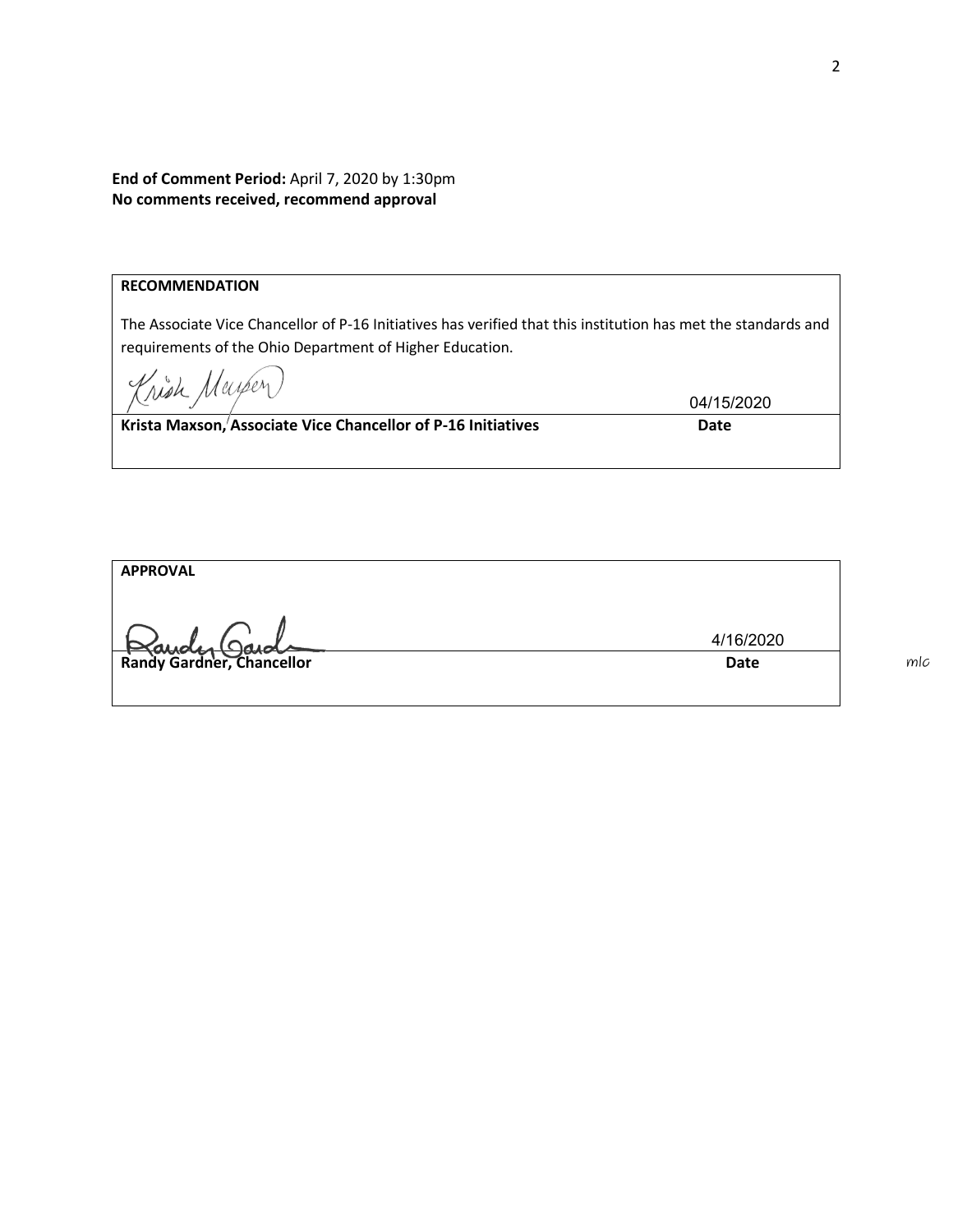**End of Comment Period:** April 7, 2020 by 1:30pm
**No comments received, recommend approval**

**RECOMMENDATION**

The Associate Vice Chancellor of P-16 Initiatives has verified that this institution has met the standards and requirements of the Ohio Department of Higher Education.

04/15/2020

**Krista Maxson, Associate Vice Chancellor of P-16 Initiatives** **Date**

**APPROVAL**

4/16/2020

**Randy Gardner, Chancellor** **Date**

mlc